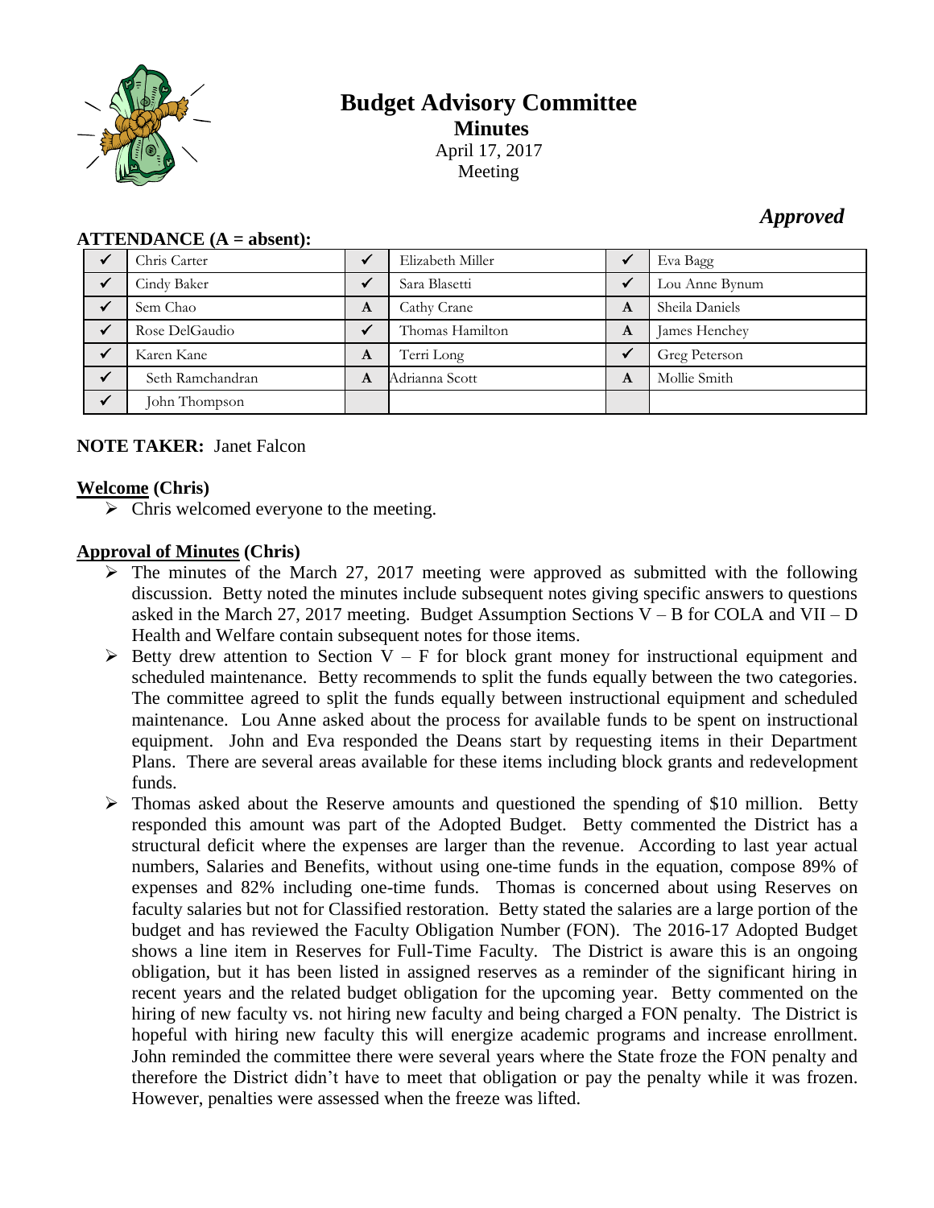# Budget Advisory Committee

## Minutes

April 17, 2017
Meeting

*Approved*

**ATTENDANCE (A = absent):**

| | | | | | |
|---|---|---|---|---|---|
| ✓ | Chris Carter | ✓ | Elizabeth Miller | ✓ | Eva Bagg |
| ✓ | Cindy Baker | ✓ | Sara Blasetti | ✓ | Lou Anne Bynum |
| ✓ | Sem Chao | A | Cathy Crane | A | Sheila Daniels |
| ✓ | Rose DelGaudio | ✓ | Thomas Hamilton | A | James Henchey |
| ✓ | Karen Kane | A | Terri Long | ✓ | Greg Peterson |
| ✓ | Seth Ramchandran | A | Adrianna Scott | A | Mollie Smith |
| ✓ | John Thompson | | | | |

**NOTE TAKER:** Janet Falcon

**Welcome (Chris)**

- Chris welcomed everyone to the meeting.

**Approval of Minutes (Chris)**

- The minutes of the March 27, 2017 meeting were approved as submitted with the following discussion. Betty noted the minutes include subsequent notes giving specific answers to questions asked in the March 27, 2017 meeting. Budget Assumption Sections V – B for COLA and VII – D Health and Welfare contain subsequent notes for those items.
- Betty drew attention to Section V – F for block grant money for instructional equipment and scheduled maintenance. Betty recommends to split the funds equally between the two categories. The committee agreed to split the funds equally between instructional equipment and scheduled maintenance. Lou Anne asked about the process for available funds to be spent on instructional equipment. John and Eva responded the Deans start by requesting items in their Department Plans. There are several areas available for these items including block grants and redevelopment funds.
- Thomas asked about the Reserve amounts and questioned the spending of $10 million. Betty responded this amount was part of the Adopted Budget. Betty commented the District has a structural deficit where the expenses are larger than the revenue. According to last year actual numbers, Salaries and Benefits, without using one-time funds in the equation, compose 89% of expenses and 82% including one-time funds. Thomas is concerned about using Reserves on faculty salaries but not for Classified restoration. Betty stated the salaries are a large portion of the budget and has reviewed the Faculty Obligation Number (FON). The 2016-17 Adopted Budget shows a line item in Reserves for Full-Time Faculty. The District is aware this is an ongoing obligation, but it has been listed in assigned reserves as a reminder of the significant hiring in recent years and the related budget obligation for the upcoming year. Betty commented on the hiring of new faculty vs. not hiring new faculty and being charged a FON penalty. The District is hopeful with hiring new faculty this will energize academic programs and increase enrollment. John reminded the committee there were several years where the State froze the FON penalty and therefore the District didn't have to meet that obligation or pay the penalty while it was frozen. However, penalties were assessed when the freeze was lifted.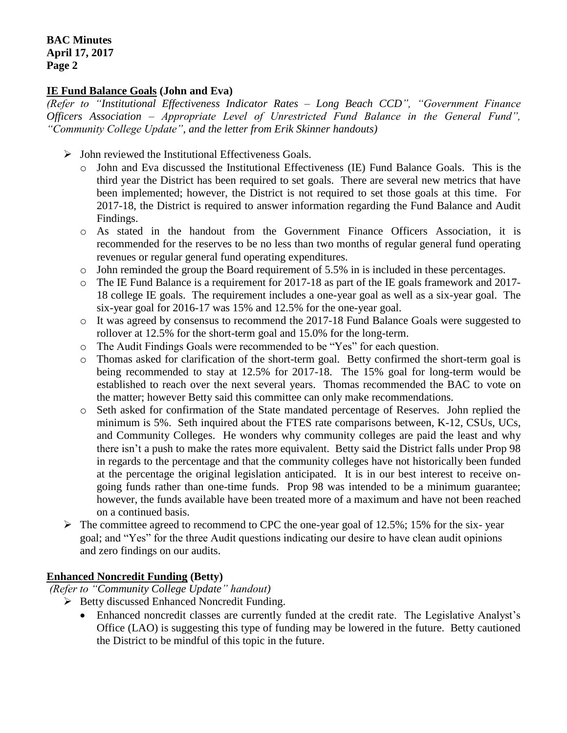## **IE Fund Balance Goals (John and Eva)**

*(Refer to "Institutional Effectiveness Indicator Rates – Long Beach CCD", "Government Finance Officers Association – Appropriate Level of Unrestricted Fund Balance in the General Fund", "Community College Update", and the letter from Erik Skinner handouts)*

- John reviewed the Institutional Effectiveness Goals.
  - John and Eva discussed the Institutional Effectiveness (IE) Fund Balance Goals. This is the third year the District has been required to set goals. There are several new metrics that have been implemented; however, the District is not required to set those goals at this time. For 2017-18, the District is required to answer information regarding the Fund Balance and Audit Findings.
  - As stated in the handout from the Government Finance Officers Association, it is recommended for the reserves to be no less than two months of regular general fund operating revenues or regular general fund operating expenditures.
  - John reminded the group the Board requirement of 5.5% in is included in these percentages.
  - The IE Fund Balance is a requirement for 2017-18 as part of the IE goals framework and 2017-18 college IE goals. The requirement includes a one-year goal as well as a six-year goal. The six-year goal for 2016-17 was 15% and 12.5% for the one-year goal.
  - It was agreed by consensus to recommend the 2017-18 Fund Balance Goals were suggested to rollover at 12.5% for the short-term goal and 15.0% for the long-term.
  - The Audit Findings Goals were recommended to be "Yes" for each question.
  - Thomas asked for clarification of the short-term goal. Betty confirmed the short-term goal is being recommended to stay at 12.5% for 2017-18. The 15% goal for long-term would be established to reach over the next several years. Thomas recommended the BAC to vote on the matter; however Betty said this committee can only make recommendations.
  - Seth asked for confirmation of the State mandated percentage of Reserves. John replied the minimum is 5%. Seth inquired about the FTES rate comparisons between, K-12, CSUs, UCs, and Community Colleges. He wonders why community colleges are paid the least and why there isn't a push to make the rates more equivalent. Betty said the District falls under Prop 98 in regards to the percentage and that the community colleges have not historically been funded at the percentage the original legislation anticipated. It is in our best interest to receive on-going funds rather than one-time funds. Prop 98 was intended to be a minimum guarantee; however, the funds available have been treated more of a maximum and have not been reached on a continued basis.
- The committee agreed to recommend to CPC the one-year goal of 12.5%; 15% for the six- year goal; and "Yes" for the three Audit questions indicating our desire to have clean audit opinions and zero findings on our audits.

## **Enhanced Noncredit Funding (Betty)**

*(Refer to "Community College Update" handout)*

- Betty discussed Enhanced Noncredit Funding.
  - Enhanced noncredit classes are currently funded at the credit rate. The Legislative Analyst's Office (LAO) is suggesting this type of funding may be lowered in the future. Betty cautioned the District to be mindful of this topic in the future.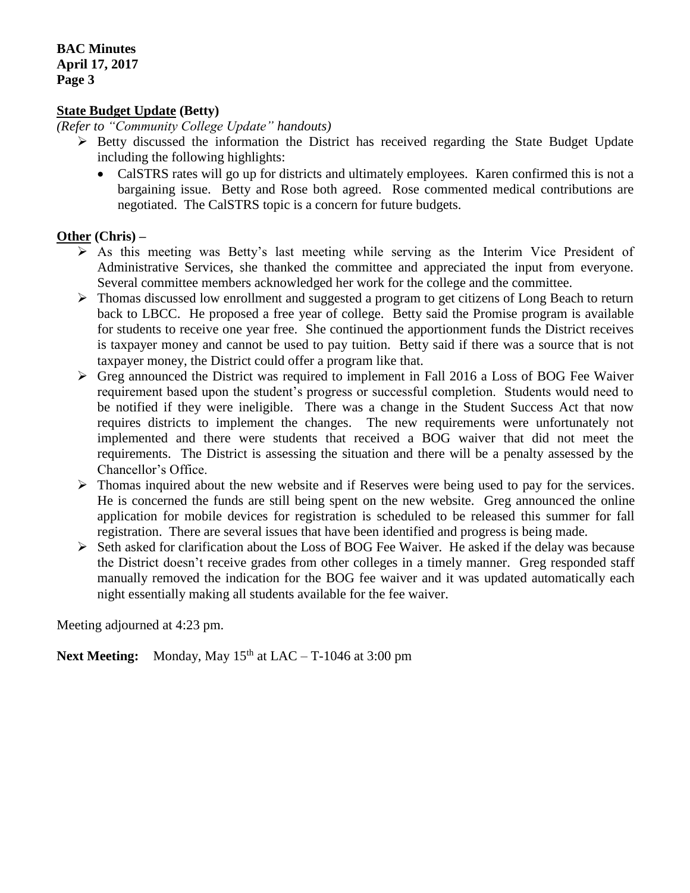**State Budget Update (Betty)**

*(Refer to "Community College Update" handouts)*

- Betty discussed the information the District has received regarding the State Budget Update including the following highlights:
  - CalSTRS rates will go up for districts and ultimately employees. Karen confirmed this is not a bargaining issue. Betty and Rose both agreed. Rose commented medical contributions are negotiated. The CalSTRS topic is a concern for future budgets.

**Other (Chris) –**

- As this meeting was Betty's last meeting while serving as the Interim Vice President of Administrative Services, she thanked the committee and appreciated the input from everyone. Several committee members acknowledged her work for the college and the committee.
- Thomas discussed low enrollment and suggested a program to get citizens of Long Beach to return back to LBCC. He proposed a free year of college. Betty said the Promise program is available for students to receive one year free. She continued the apportionment funds the District receives is taxpayer money and cannot be used to pay tuition. Betty said if there was a source that is not taxpayer money, the District could offer a program like that.
- Greg announced the District was required to implement in Fall 2016 a Loss of BOG Fee Waiver requirement based upon the student's progress or successful completion. Students would need to be notified if they were ineligible. There was a change in the Student Success Act that now requires districts to implement the changes. The new requirements were unfortunately not implemented and there were students that received a BOG waiver that did not meet the requirements. The District is assessing the situation and there will be a penalty assessed by the Chancellor's Office.
- Thomas inquired about the new website and if Reserves were being used to pay for the services. He is concerned the funds are still being spent on the new website. Greg announced the online application for mobile devices for registration is scheduled to be released this summer for fall registration. There are several issues that have been identified and progress is being made.
- Seth asked for clarification about the Loss of BOG Fee Waiver. He asked if the delay was because the District doesn't receive grades from other colleges in a timely manner. Greg responded staff manually removed the indication for the BOG fee waiver and it was updated automatically each night essentially making all students available for the fee waiver.

Meeting adjourned at 4:23 pm.

**Next Meeting:** Monday, May 15th at LAC – T-1046 at 3:00 pm